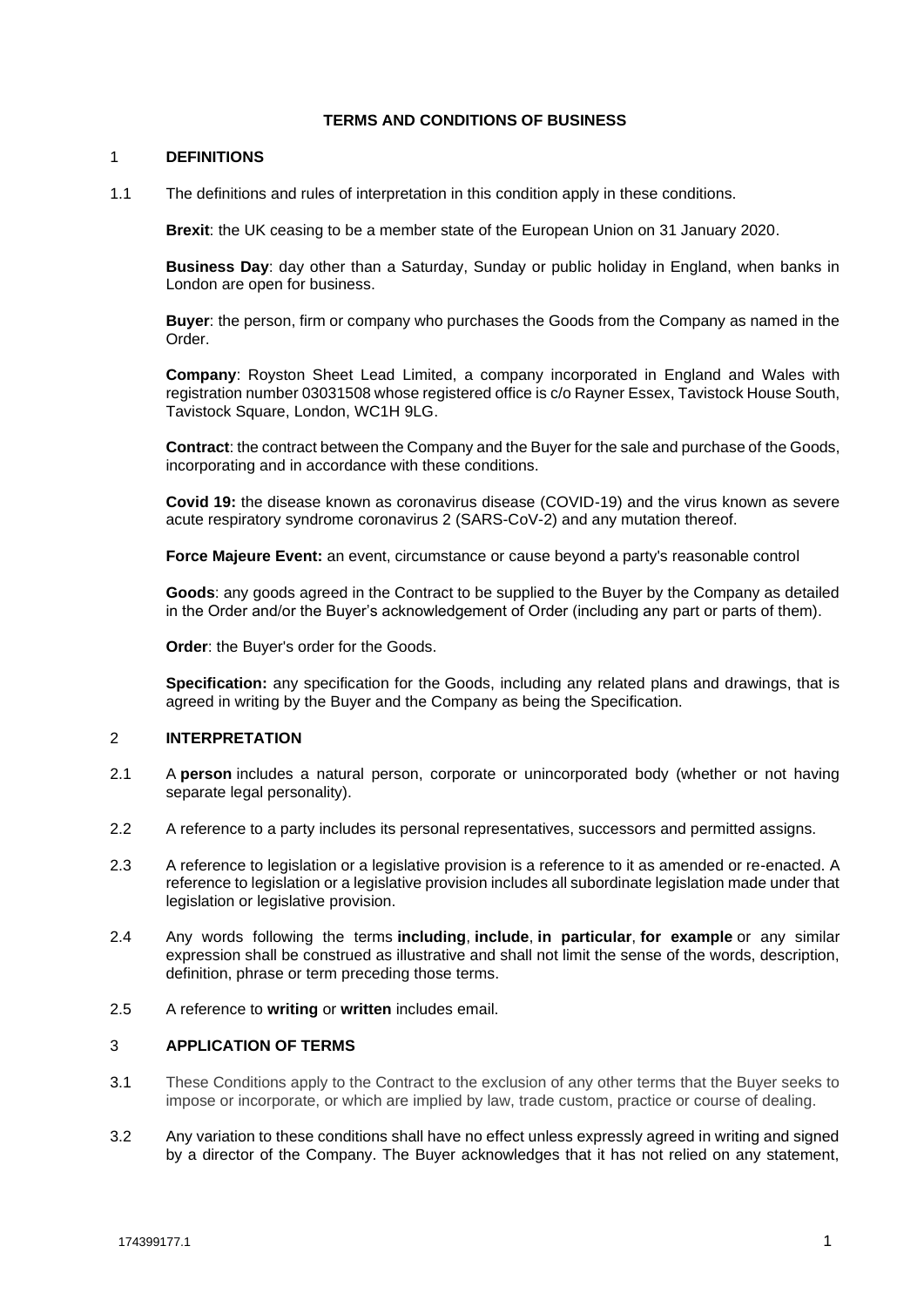# TERMS AND CONDITIONS OF BUSINESS

## 1 DEFINITIONS

1.1 The definitions and rules of interpretation in this condition apply in these conditions.

**Brexit**: the UK ceasing to be a member state of the European Union on 31 January 2020.

**Business Day**: day other than a Saturday, Sunday or public holiday in England, when banks in London are open for business.

**Buyer**: the person, firm or company who purchases the Goods from the Company as named in the Order.

**Company**: Royston Sheet Lead Limited, a company incorporated in England and Wales with registration number 03031508 whose registered office is c/o Rayner Essex, Tavistock House South, Tavistock Square, London, WC1H 9LG.

**Contract**: the contract between the Company and the Buyer for the sale and purchase of the Goods, incorporating and in accordance with these conditions.

**Covid 19:** the disease known as coronavirus disease (COVID-19) and the virus known as severe acute respiratory syndrome coronavirus 2 (SARS-CoV-2) and any mutation thereof.

**Force Majeure Event:** an event, circumstance or cause beyond a party's reasonable control

**Goods**: any goods agreed in the Contract to be supplied to the Buyer by the Company as detailed in the Order and/or the Buyer's acknowledgement of Order (including any part or parts of them).

**Order**: the Buyer's order for the Goods.

**Specification:** any specification for the Goods, including any related plans and drawings, that is agreed in writing by the Buyer and the Company as being the Specification.

## 2 INTERPRETATION

2.1 A **person** includes a natural person, corporate or unincorporated body (whether or not having separate legal personality).

2.2 A reference to a party includes its personal representatives, successors and permitted assigns.

2.3 A reference to legislation or a legislative provision is a reference to it as amended or re-enacted. A reference to legislation or a legislative provision includes all subordinate legislation made under that legislation or legislative provision.

2.4 Any words following the terms **including**, **include**, **in particular**, **for example** or any similar expression shall be construed as illustrative and shall not limit the sense of the words, description, definition, phrase or term preceding those terms.

2.5 A reference to **writing** or **written** includes email.

## 3 APPLICATION OF TERMS

3.1 These Conditions apply to the Contract to the exclusion of any other terms that the Buyer seeks to impose or incorporate, or which are implied by law, trade custom, practice or course of dealing.

3.2 Any variation to these conditions shall have no effect unless expressly agreed in writing and signed by a director of the Company. The Buyer acknowledges that it has not relied on any statement,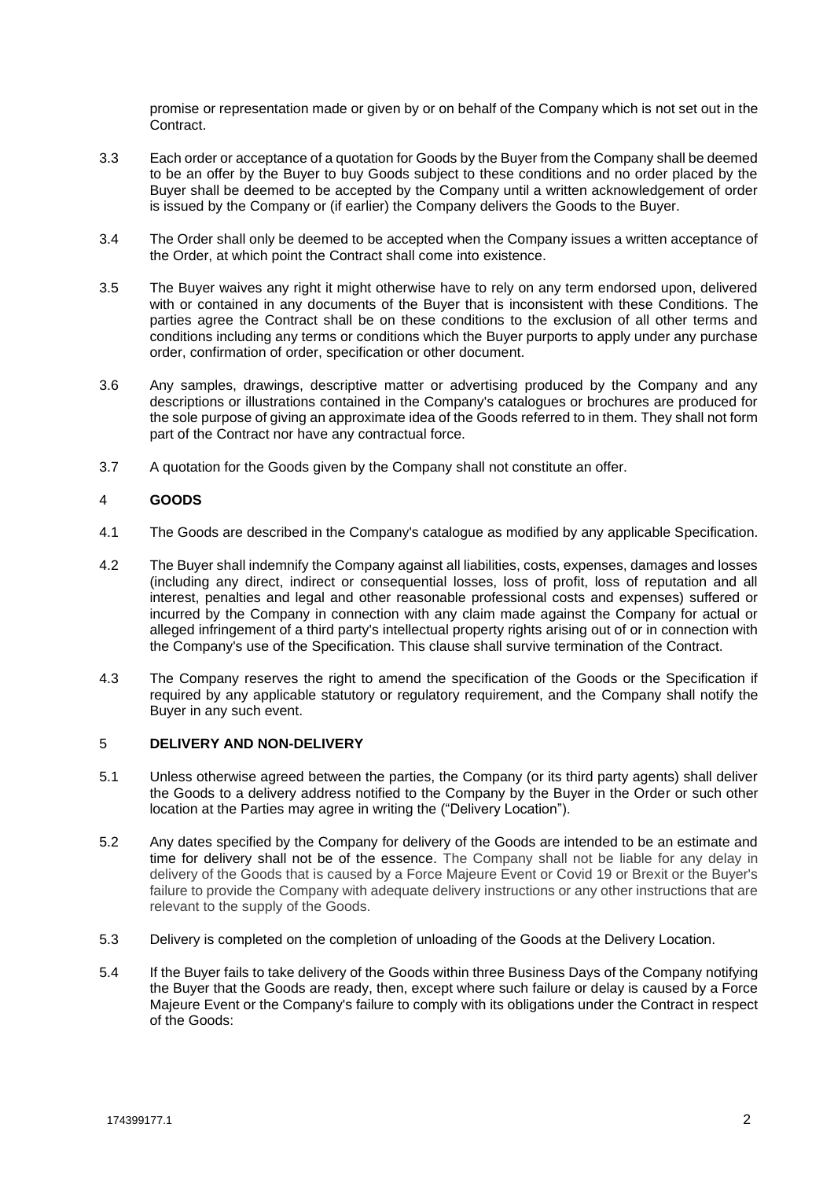promise or representation made or given by or on behalf of the Company which is not set out in the Contract.

3.3 Each order or acceptance of a quotation for Goods by the Buyer from the Company shall be deemed to be an offer by the Buyer to buy Goods subject to these conditions and no order placed by the Buyer shall be deemed to be accepted by the Company until a written acknowledgement of order is issued by the Company or (if earlier) the Company delivers the Goods to the Buyer.

3.4 The Order shall only be deemed to be accepted when the Company issues a written acceptance of the Order, at which point the Contract shall come into existence.

3.5 The Buyer waives any right it might otherwise have to rely on any term endorsed upon, delivered with or contained in any documents of the Buyer that is inconsistent with these Conditions. The parties agree the Contract shall be on these conditions to the exclusion of all other terms and conditions including any terms or conditions which the Buyer purports to apply under any purchase order, confirmation of order, specification or other document.

3.6 Any samples, drawings, descriptive matter or advertising produced by the Company and any descriptions or illustrations contained in the Company's catalogues or brochures are produced for the sole purpose of giving an approximate idea of the Goods referred to in them. They shall not form part of the Contract nor have any contractual force.

3.7 A quotation for the Goods given by the Company shall not constitute an offer.

## 4 GOODS

4.1 The Goods are described in the Company's catalogue as modified by any applicable Specification.

4.2 The Buyer shall indemnify the Company against all liabilities, costs, expenses, damages and losses (including any direct, indirect or consequential losses, loss of profit, loss of reputation and all interest, penalties and legal and other reasonable professional costs and expenses) suffered or incurred by the Company in connection with any claim made against the Company for actual or alleged infringement of a third party's intellectual property rights arising out of or in connection with the Company's use of the Specification. This clause shall survive termination of the Contract.

4.3 The Company reserves the right to amend the specification of the Goods or the Specification if required by any applicable statutory or regulatory requirement, and the Company shall notify the Buyer in any such event.

## 5 DELIVERY AND NON-DELIVERY

5.1 Unless otherwise agreed between the parties, the Company (or its third party agents) shall deliver the Goods to a delivery address notified to the Company by the Buyer in the Order or such other location at the Parties may agree in writing the ("Delivery Location").

5.2 Any dates specified by the Company for delivery of the Goods are intended to be an estimate and time for delivery shall not be of the essence. The Company shall not be liable for any delay in delivery of the Goods that is caused by a Force Majeure Event or Covid 19 or Brexit or the Buyer's failure to provide the Company with adequate delivery instructions or any other instructions that are relevant to the supply of the Goods.

5.3 Delivery is completed on the completion of unloading of the Goods at the Delivery Location.

5.4 If the Buyer fails to take delivery of the Goods within three Business Days of the Company notifying the Buyer that the Goods are ready, then, except where such failure or delay is caused by a Force Majeure Event or the Company's failure to comply with its obligations under the Contract in respect of the Goods: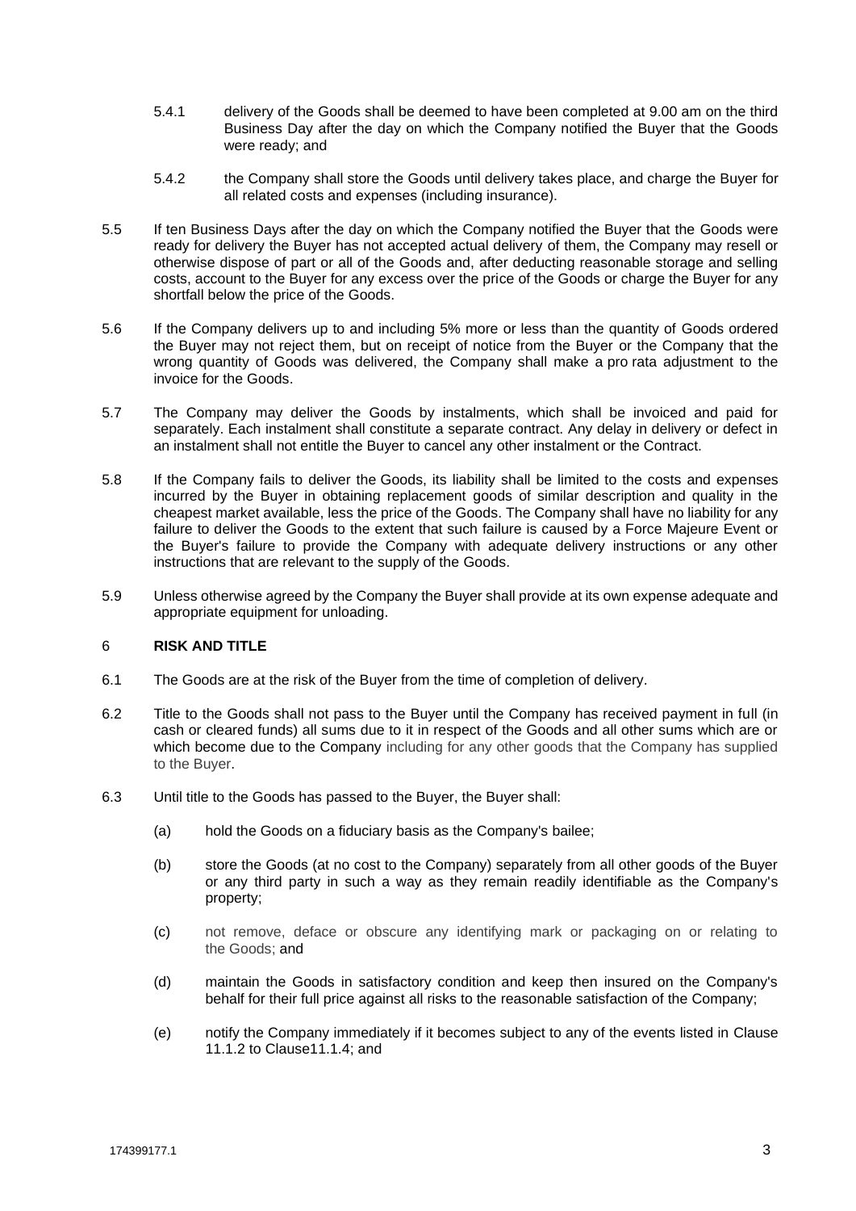5.4.1 delivery of the Goods shall be deemed to have been completed at 9.00 am on the third Business Day after the day on which the Company notified the Buyer that the Goods were ready; and

5.4.2 the Company shall store the Goods until delivery takes place, and charge the Buyer for all related costs and expenses (including insurance).

5.5 If ten Business Days after the day on which the Company notified the Buyer that the Goods were ready for delivery the Buyer has not accepted actual delivery of them, the Company may resell or otherwise dispose of part or all of the Goods and, after deducting reasonable storage and selling costs, account to the Buyer for any excess over the price of the Goods or charge the Buyer for any shortfall below the price of the Goods.

5.6 If the Company delivers up to and including 5% more or less than the quantity of Goods ordered the Buyer may not reject them, but on receipt of notice from the Buyer or the Company that the wrong quantity of Goods was delivered, the Company shall make a pro rata adjustment to the invoice for the Goods.

5.7 The Company may deliver the Goods by instalments, which shall be invoiced and paid for separately. Each instalment shall constitute a separate contract. Any delay in delivery or defect in an instalment shall not entitle the Buyer to cancel any other instalment or the Contract.

5.8 If the Company fails to deliver the Goods, its liability shall be limited to the costs and expenses incurred by the Buyer in obtaining replacement goods of similar description and quality in the cheapest market available, less the price of the Goods. The Company shall have no liability for any failure to deliver the Goods to the extent that such failure is caused by a Force Majeure Event or the Buyer's failure to provide the Company with adequate delivery instructions or any other instructions that are relevant to the supply of the Goods.

5.9 Unless otherwise agreed by the Company the Buyer shall provide at its own expense adequate and appropriate equipment for unloading.

## 6 **RISK AND TITLE**

6.1 The Goods are at the risk of the Buyer from the time of completion of delivery.

6.2 Title to the Goods shall not pass to the Buyer until the Company has received payment in full (in cash or cleared funds) all sums due to it in respect of the Goods and all other sums which are or which become due to the Company including for any other goods that the Company has supplied to the Buyer.

6.3 Until title to the Goods has passed to the Buyer, the Buyer shall:

(a) hold the Goods on a fiduciary basis as the Company's bailee;

(b) store the Goods (at no cost to the Company) separately from all other goods of the Buyer or any third party in such a way as they remain readily identifiable as the Company's property;

(c) not remove, deface or obscure any identifying mark or packaging on or relating to the Goods; and

(d) maintain the Goods in satisfactory condition and keep then insured on the Company's behalf for their full price against all risks to the reasonable satisfaction of the Company;

(e) notify the Company immediately if it becomes subject to any of the events listed in Clause 11.1.2 to Clause11.1.4; and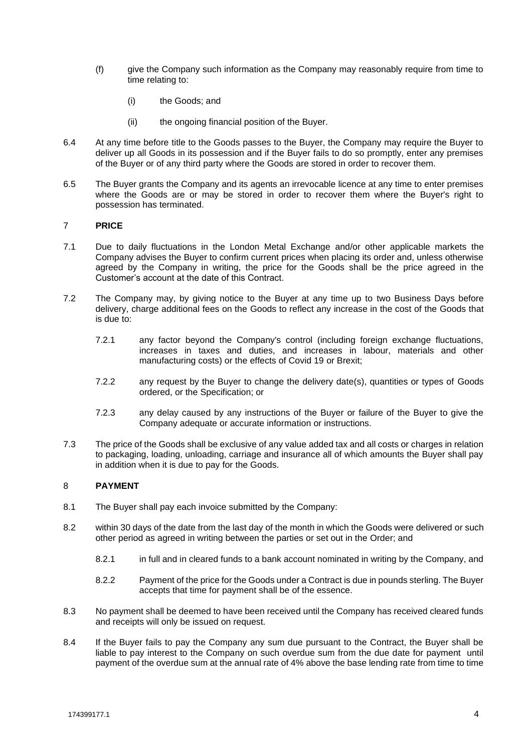(f) give the Company such information as the Company may reasonably require from time to time relating to:

 (i) the Goods; and

 (ii) the ongoing financial position of the Buyer.

6.4 At any time before title to the Goods passes to the Buyer, the Company may require the Buyer to deliver up all Goods in its possession and if the Buyer fails to do so promptly, enter any premises of the Buyer or of any third party where the Goods are stored in order to recover them.

6.5 The Buyer grants the Company and its agents an irrevocable licence at any time to enter premises where the Goods are or may be stored in order to recover them where the Buyer's right to possession has terminated.

## 7 PRICE

7.1 Due to daily fluctuations in the London Metal Exchange and/or other applicable markets the Company advises the Buyer to confirm current prices when placing its order and, unless otherwise agreed by the Company in writing, the price for the Goods shall be the price agreed in the Customer's account at the date of this Contract.

7.2 The Company may, by giving notice to the Buyer at any time up to two Business Days before delivery, charge additional fees on the Goods to reflect any increase in the cost of the Goods that is due to:

 7.2.1 any factor beyond the Company's control (including foreign exchange fluctuations, increases in taxes and duties, and increases in labour, materials and other manufacturing costs) or the effects of Covid 19 or Brexit;

 7.2.2 any request by the Buyer to change the delivery date(s), quantities or types of Goods ordered, or the Specification; or

 7.2.3 any delay caused by any instructions of the Buyer or failure of the Buyer to give the Company adequate or accurate information or instructions.

7.3 The price of the Goods shall be exclusive of any value added tax and all costs or charges in relation to packaging, loading, unloading, carriage and insurance all of which amounts the Buyer shall pay in addition when it is due to pay for the Goods.

## 8 PAYMENT

8.1 The Buyer shall pay each invoice submitted by the Company:

8.2 within 30 days of the date from the last day of the month in which the Goods were delivered or such other period as agreed in writing between the parties or set out in the Order; and

 8.2.1 in full and in cleared funds to a bank account nominated in writing by the Company, and

 8.2.2 Payment of the price for the Goods under a Contract is due in pounds sterling. The Buyer accepts that time for payment shall be of the essence.

8.3 No payment shall be deemed to have been received until the Company has received cleared funds and receipts will only be issued on request.

8.4 If the Buyer fails to pay the Company any sum due pursuant to the Contract, the Buyer shall be liable to pay interest to the Company on such overdue sum from the due date for payment until payment of the overdue sum at the annual rate of 4% above the base lending rate from time to time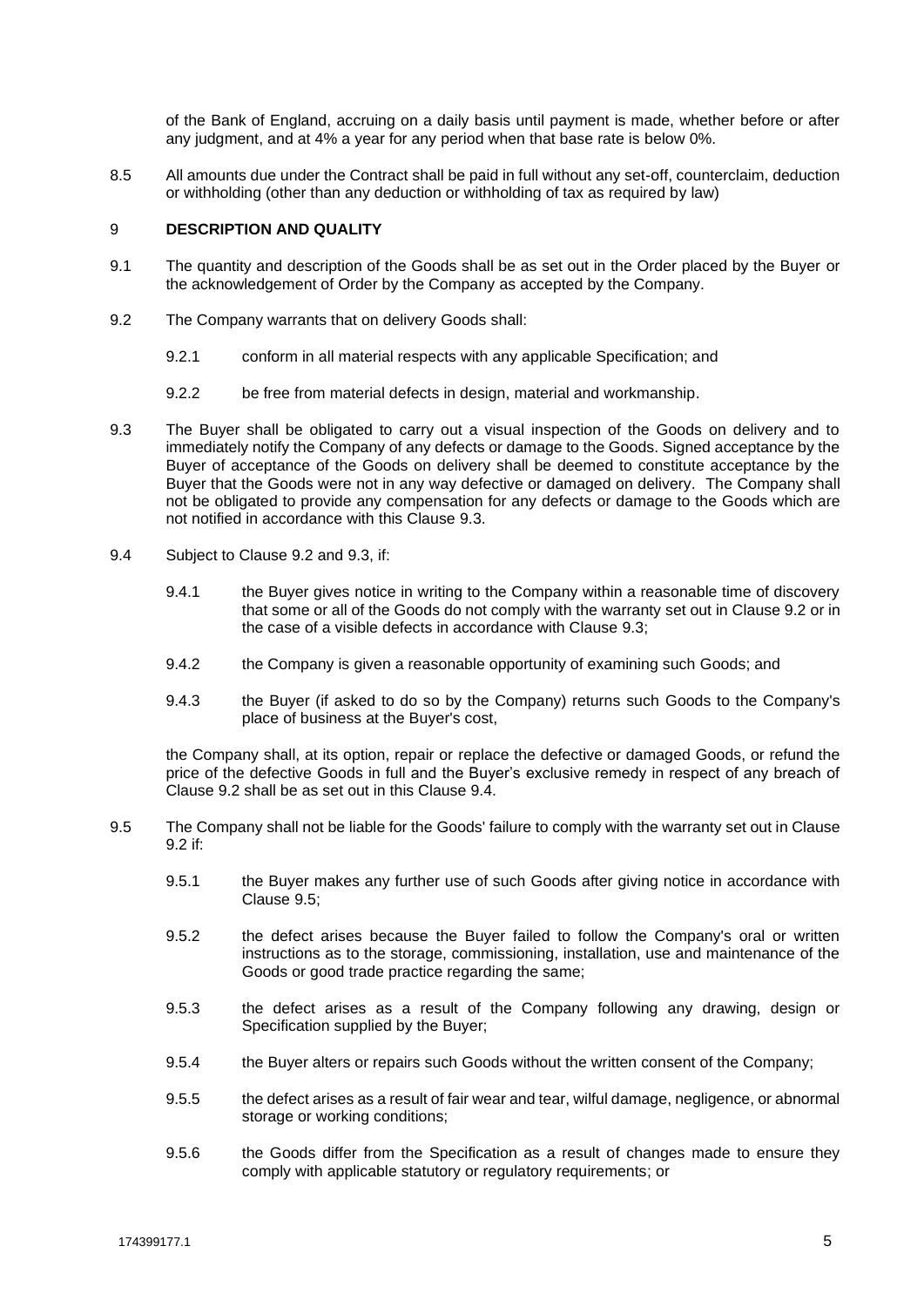of the Bank of England, accruing on a daily basis until payment is made, whether before or after any judgment, and at 4% a year for any period when that base rate is below 0%.

8.5 All amounts due under the Contract shall be paid in full without any set-off, counterclaim, deduction or withholding (other than any deduction or withholding of tax as required by law)

## 9 DESCRIPTION AND QUALITY

9.1 The quantity and description of the Goods shall be as set out in the Order placed by the Buyer or the acknowledgement of Order by the Company as accepted by the Company.

9.2 The Company warrants that on delivery Goods shall:

9.2.1 conform in all material respects with any applicable Specification; and

9.2.2 be free from material defects in design, material and workmanship.

9.3 The Buyer shall be obligated to carry out a visual inspection of the Goods on delivery and to immediately notify the Company of any defects or damage to the Goods. Signed acceptance by the Buyer of acceptance of the Goods on delivery shall be deemed to constitute acceptance by the Buyer that the Goods were not in any way defective or damaged on delivery. The Company shall not be obligated to provide any compensation for any defects or damage to the Goods which are not notified in accordance with this Clause 9.3.

9.4 Subject to Clause 9.2 and 9.3, if:

9.4.1 the Buyer gives notice in writing to the Company within a reasonable time of discovery that some or all of the Goods do not comply with the warranty set out in Clause 9.2 or in the case of a visible defects in accordance with Clause 9.3;

9.4.2 the Company is given a reasonable opportunity of examining such Goods; and

9.4.3 the Buyer (if asked to do so by the Company) returns such Goods to the Company's place of business at the Buyer's cost,

the Company shall, at its option, repair or replace the defective or damaged Goods, or refund the price of the defective Goods in full and the Buyer's exclusive remedy in respect of any breach of Clause 9.2 shall be as set out in this Clause 9.4.

9.5 The Company shall not be liable for the Goods' failure to comply with the warranty set out in Clause 9.2 if:

9.5.1 the Buyer makes any further use of such Goods after giving notice in accordance with Clause 9.5;

9.5.2 the defect arises because the Buyer failed to follow the Company's oral or written instructions as to the storage, commissioning, installation, use and maintenance of the Goods or good trade practice regarding the same;

9.5.3 the defect arises as a result of the Company following any drawing, design or Specification supplied by the Buyer;

9.5.4 the Buyer alters or repairs such Goods without the written consent of the Company;

9.5.5 the defect arises as a result of fair wear and tear, wilful damage, negligence, or abnormal storage or working conditions;

9.5.6 the Goods differ from the Specification as a result of changes made to ensure they comply with applicable statutory or regulatory requirements; or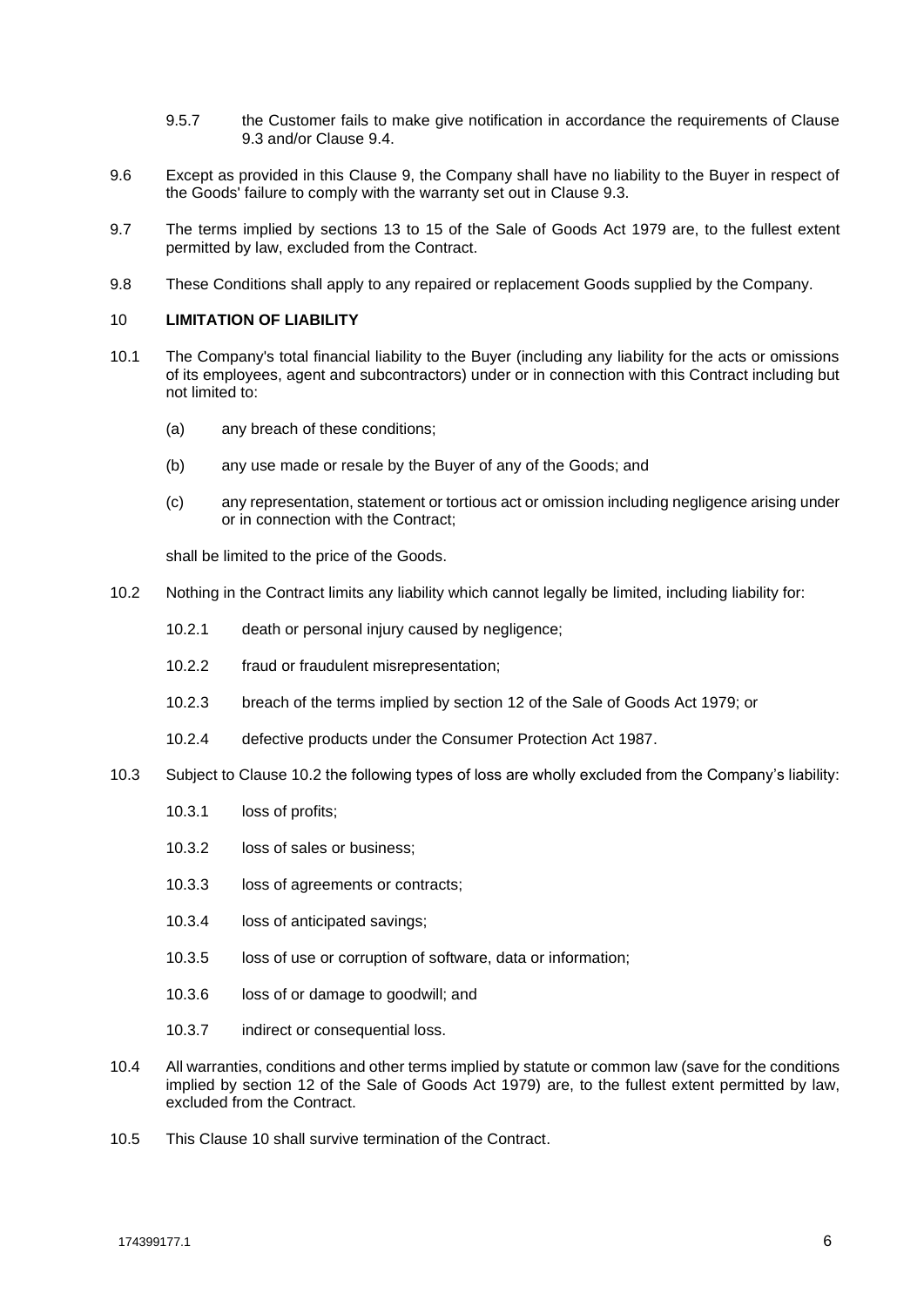9.5.7 the Customer fails to make give notification in accordance the requirements of Clause 9.3 and/or Clause 9.4.

9.6 Except as provided in this Clause 9, the Company shall have no liability to the Buyer in respect of the Goods' failure to comply with the warranty set out in Clause 9.3.

9.7 The terms implied by sections 13 to 15 of the Sale of Goods Act 1979 are, to the fullest extent permitted by law, excluded from the Contract.

9.8 These Conditions shall apply to any repaired or replacement Goods supplied by the Company.

## 10 LIMITATION OF LIABILITY

10.1 The Company's total financial liability to the Buyer (including any liability for the acts or omissions of its employees, agent and subcontractors) under or in connection with this Contract including but not limited to:

(a) any breach of these conditions;

(b) any use made or resale by the Buyer of any of the Goods; and

(c) any representation, statement or tortious act or omission including negligence arising under or in connection with the Contract;

shall be limited to the price of the Goods.

10.2 Nothing in the Contract limits any liability which cannot legally be limited, including liability for:

10.2.1 death or personal injury caused by negligence;

10.2.2 fraud or fraudulent misrepresentation;

10.2.3 breach of the terms implied by section 12 of the Sale of Goods Act 1979; or

10.2.4 defective products under the Consumer Protection Act 1987.

10.3 Subject to Clause 10.2 the following types of loss are wholly excluded from the Company's liability:

10.3.1 loss of profits;

10.3.2 loss of sales or business;

10.3.3 loss of agreements or contracts;

10.3.4 loss of anticipated savings;

10.3.5 loss of use or corruption of software, data or information;

10.3.6 loss of or damage to goodwill; and

10.3.7 indirect or consequential loss.

10.4 All warranties, conditions and other terms implied by statute or common law (save for the conditions implied by section 12 of the Sale of Goods Act 1979) are, to the fullest extent permitted by law, excluded from the Contract.

10.5 This Clause 10 shall survive termination of the Contract.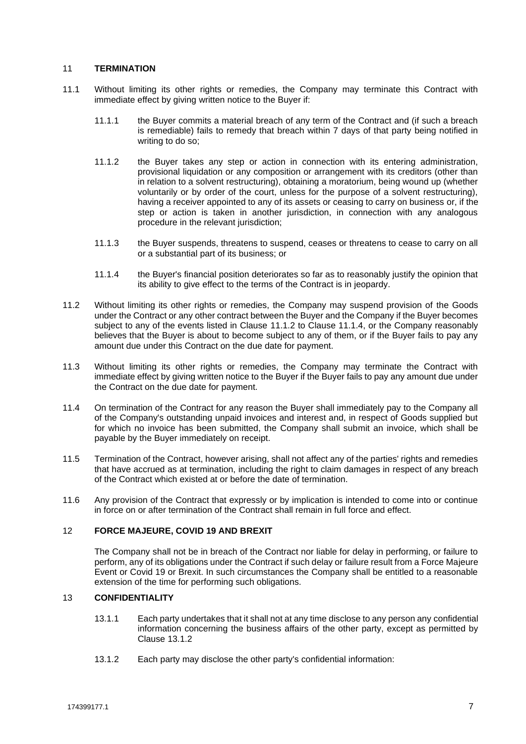## 11 TERMINATION

11.1 Without limiting its other rights or remedies, the Company may terminate this Contract with immediate effect by giving written notice to the Buyer if:

11.1.1 the Buyer commits a material breach of any term of the Contract and (if such a breach is remediable) fails to remedy that breach within 7 days of that party being notified in writing to do so;

11.1.2 the Buyer takes any step or action in connection with its entering administration, provisional liquidation or any composition or arrangement with its creditors (other than in relation to a solvent restructuring), obtaining a moratorium, being wound up (whether voluntarily or by order of the court, unless for the purpose of a solvent restructuring), having a receiver appointed to any of its assets or ceasing to carry on business or, if the step or action is taken in another jurisdiction, in connection with any analogous procedure in the relevant jurisdiction;

11.1.3 the Buyer suspends, threatens to suspend, ceases or threatens to cease to carry on all or a substantial part of its business; or

11.1.4 the Buyer's financial position deteriorates so far as to reasonably justify the opinion that its ability to give effect to the terms of the Contract is in jeopardy.

11.2 Without limiting its other rights or remedies, the Company may suspend provision of the Goods under the Contract or any other contract between the Buyer and the Company if the Buyer becomes subject to any of the events listed in Clause 11.1.2 to Clause 11.1.4, or the Company reasonably believes that the Buyer is about to become subject to any of them, or if the Buyer fails to pay any amount due under this Contract on the due date for payment.

11.3 Without limiting its other rights or remedies, the Company may terminate the Contract with immediate effect by giving written notice to the Buyer if the Buyer fails to pay any amount due under the Contract on the due date for payment.

11.4 On termination of the Contract for any reason the Buyer shall immediately pay to the Company all of the Company's outstanding unpaid invoices and interest and, in respect of Goods supplied but for which no invoice has been submitted, the Company shall submit an invoice, which shall be payable by the Buyer immediately on receipt.

11.5 Termination of the Contract, however arising, shall not affect any of the parties' rights and remedies that have accrued as at termination, including the right to claim damages in respect of any breach of the Contract which existed at or before the date of termination.

11.6 Any provision of the Contract that expressly or by implication is intended to come into or continue in force on or after termination of the Contract shall remain in full force and effect.

## 12 FORCE MAJEURE, COVID 19 AND BREXIT

The Company shall not be in breach of the Contract nor liable for delay in performing, or failure to perform, any of its obligations under the Contract if such delay or failure result from a Force Majeure Event or Covid 19 or Brexit. In such circumstances the Company shall be entitled to a reasonable extension of the time for performing such obligations.

## 13 CONFIDENTIALITY

13.1.1 Each party undertakes that it shall not at any time disclose to any person any confidential information concerning the business affairs of the other party, except as permitted by Clause 13.1.2

13.1.2 Each party may disclose the other party's confidential information: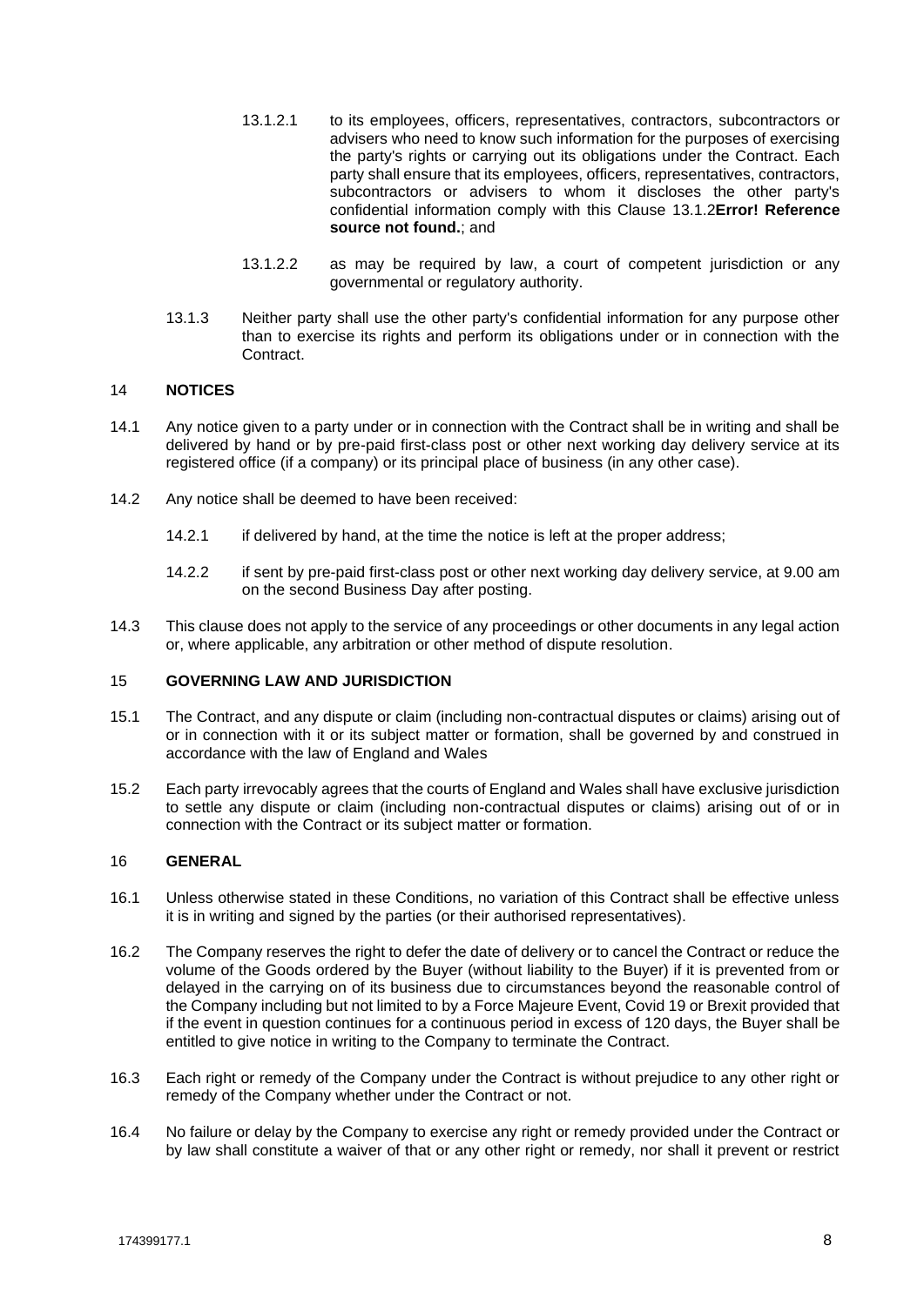13.1.2.1 to its employees, officers, representatives, contractors, subcontractors or advisers who need to know such information for the purposes of exercising the party's rights or carrying out its obligations under the Contract. Each party shall ensure that its employees, officers, representatives, contractors, subcontractors or advisers to whom it discloses the other party's confidential information comply with this Clause 13.1.2**Error! Reference source not found.**; and

13.1.2.2 as may be required by law, a court of competent jurisdiction or any governmental or regulatory authority.

13.1.3 Neither party shall use the other party's confidential information for any purpose other than to exercise its rights and perform its obligations under or in connection with the Contract.

## 14 NOTICES

14.1 Any notice given to a party under or in connection with the Contract shall be in writing and shall be delivered by hand or by pre-paid first-class post or other next working day delivery service at its registered office (if a company) or its principal place of business (in any other case).

14.2 Any notice shall be deemed to have been received:

14.2.1 if delivered by hand, at the time the notice is left at the proper address;

14.2.2 if sent by pre-paid first-class post or other next working day delivery service, at 9.00 am on the second Business Day after posting.

14.3 This clause does not apply to the service of any proceedings or other documents in any legal action or, where applicable, any arbitration or other method of dispute resolution.

## 15 GOVERNING LAW AND JURISDICTION

15.1 The Contract, and any dispute or claim (including non-contractual disputes or claims) arising out of or in connection with it or its subject matter or formation, shall be governed by and construed in accordance with the law of England and Wales

15.2 Each party irrevocably agrees that the courts of England and Wales shall have exclusive jurisdiction to settle any dispute or claim (including non-contractual disputes or claims) arising out of or in connection with the Contract or its subject matter or formation.

## 16 GENERAL

16.1 Unless otherwise stated in these Conditions, no variation of this Contract shall be effective unless it is in writing and signed by the parties (or their authorised representatives).

16.2 The Company reserves the right to defer the date of delivery or to cancel the Contract or reduce the volume of the Goods ordered by the Buyer (without liability to the Buyer) if it is prevented from or delayed in the carrying on of its business due to circumstances beyond the reasonable control of the Company including but not limited to by a Force Majeure Event, Covid 19 or Brexit provided that if the event in question continues for a continuous period in excess of 120 days, the Buyer shall be entitled to give notice in writing to the Company to terminate the Contract.

16.3 Each right or remedy of the Company under the Contract is without prejudice to any other right or remedy of the Company whether under the Contract or not.

16.4 No failure or delay by the Company to exercise any right or remedy provided under the Contract or by law shall constitute a waiver of that or any other right or remedy, nor shall it prevent or restrict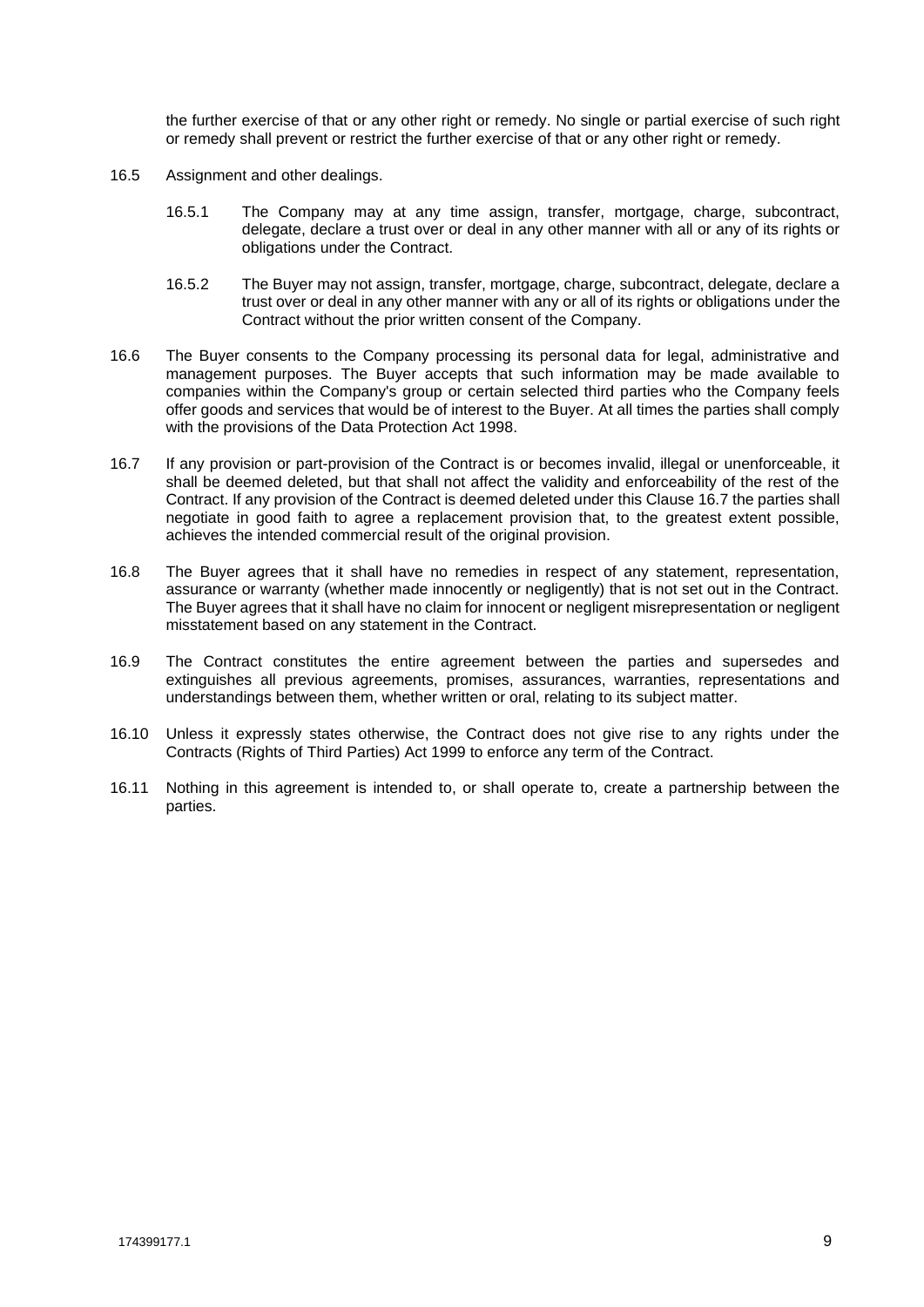the further exercise of that or any other right or remedy. No single or partial exercise of such right or remedy shall prevent or restrict the further exercise of that or any other right or remedy.

16.5 Assignment and other dealings.

16.5.1 The Company may at any time assign, transfer, mortgage, charge, subcontract, delegate, declare a trust over or deal in any other manner with all or any of its rights or obligations under the Contract.

16.5.2 The Buyer may not assign, transfer, mortgage, charge, subcontract, delegate, declare a trust over or deal in any other manner with any or all of its rights or obligations under the Contract without the prior written consent of the Company.

16.6 The Buyer consents to the Company processing its personal data for legal, administrative and management purposes. The Buyer accepts that such information may be made available to companies within the Company's group or certain selected third parties who the Company feels offer goods and services that would be of interest to the Buyer. At all times the parties shall comply with the provisions of the Data Protection Act 1998.

16.7 If any provision or part-provision of the Contract is or becomes invalid, illegal or unenforceable, it shall be deemed deleted, but that shall not affect the validity and enforceability of the rest of the Contract. If any provision of the Contract is deemed deleted under this Clause 16.7 the parties shall negotiate in good faith to agree a replacement provision that, to the greatest extent possible, achieves the intended commercial result of the original provision.

16.8 The Buyer agrees that it shall have no remedies in respect of any statement, representation, assurance or warranty (whether made innocently or negligently) that is not set out in the Contract. The Buyer agrees that it shall have no claim for innocent or negligent misrepresentation or negligent misstatement based on any statement in the Contract.

16.9 The Contract constitutes the entire agreement between the parties and supersedes and extinguishes all previous agreements, promises, assurances, warranties, representations and understandings between them, whether written or oral, relating to its subject matter.

16.10 Unless it expressly states otherwise, the Contract does not give rise to any rights under the Contracts (Rights of Third Parties) Act 1999 to enforce any term of the Contract.

16.11 Nothing in this agreement is intended to, or shall operate to, create a partnership between the parties.

174399177.1